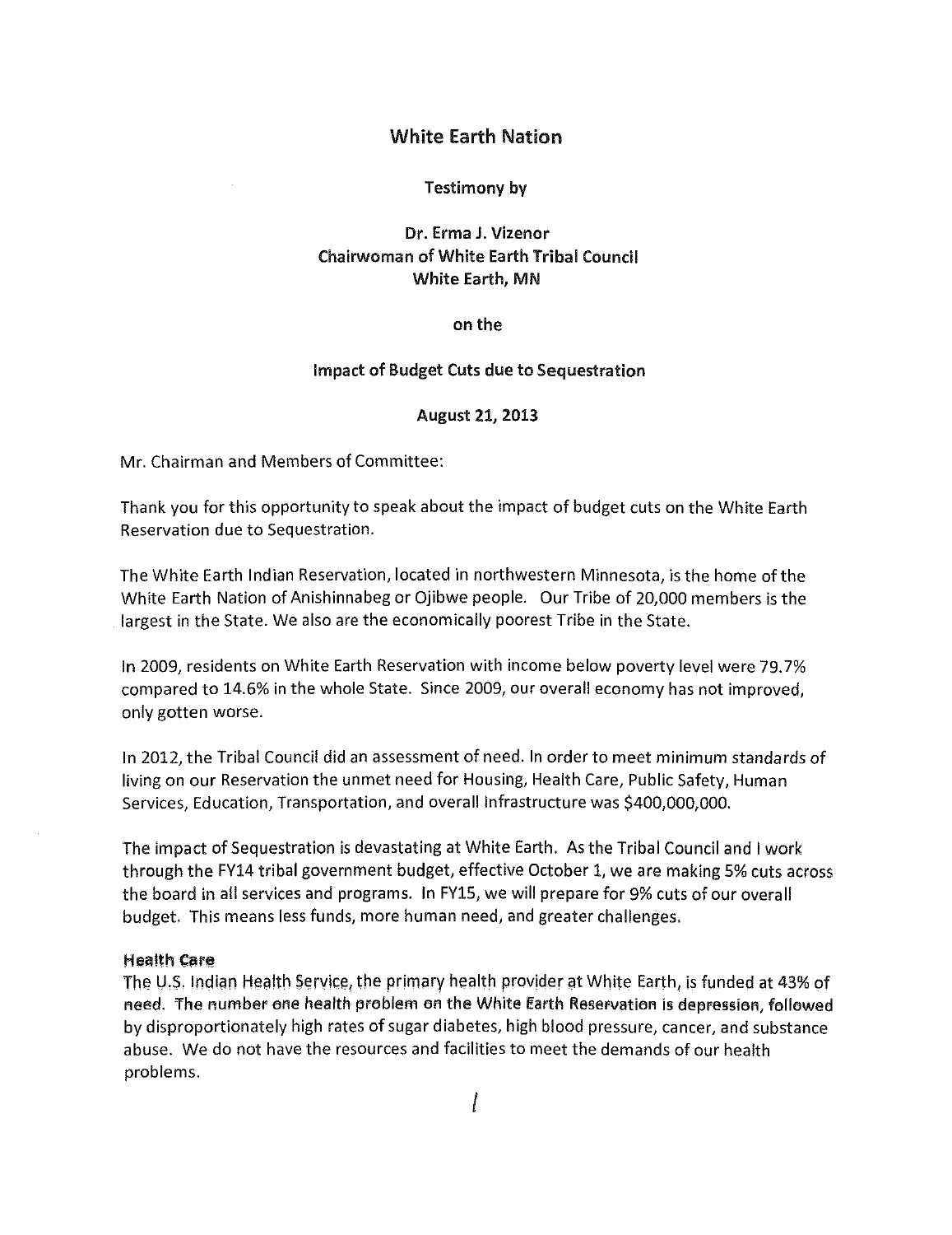# White Earth Nation

Testimony by

Dr. Erma J. Vizenor
Chairwoman of White Earth Tribal Council
White Earth, MN

on the

Impact of Budget Cuts due to Sequestration

August 21, 2013

Mr. Chairman and Members of Committee:

Thank you for this opportunity to speak about the impact of budget cuts on the White Earth Reservation due to Sequestration.

The White Earth Indian Reservation, located in northwestern Minnesota, is the home of the White Earth Nation of Anishinnabeg or Ojibwe people. Our Tribe of 20,000 members is the largest in the State. We also are the economically poorest Tribe in the State.

In 2009, residents on White Earth Reservation with income below poverty level were 79.7% compared to 14.6% in the whole State. Since 2009, our overall economy has not improved, only gotten worse.

In 2012, the Tribal Council did an assessment of need. In order to meet minimum standards of living on our Reservation the unmet need for Housing, Health Care, Public Safety, Human Services, Education, Transportation, and overall Infrastructure was $400,000,000.

The impact of Sequestration is devastating at White Earth. As the Tribal Council and I work through the FY14 tribal government budget, effective October 1, we are making 5% cuts across the board in all services and programs. In FY15, we will prepare for 9% cuts of our overall budget. This means less funds, more human need, and greater challenges.

### Health Care

The U.S. Indian Health Service, the primary health provider at White Earth, is funded at 43% of need. The number one health problem on the White Earth Reservation is depression, followed by disproportionately high rates of sugar diabetes, high blood pressure, cancer, and substance abuse. We do not have the resources and facilities to meet the demands of our health problems.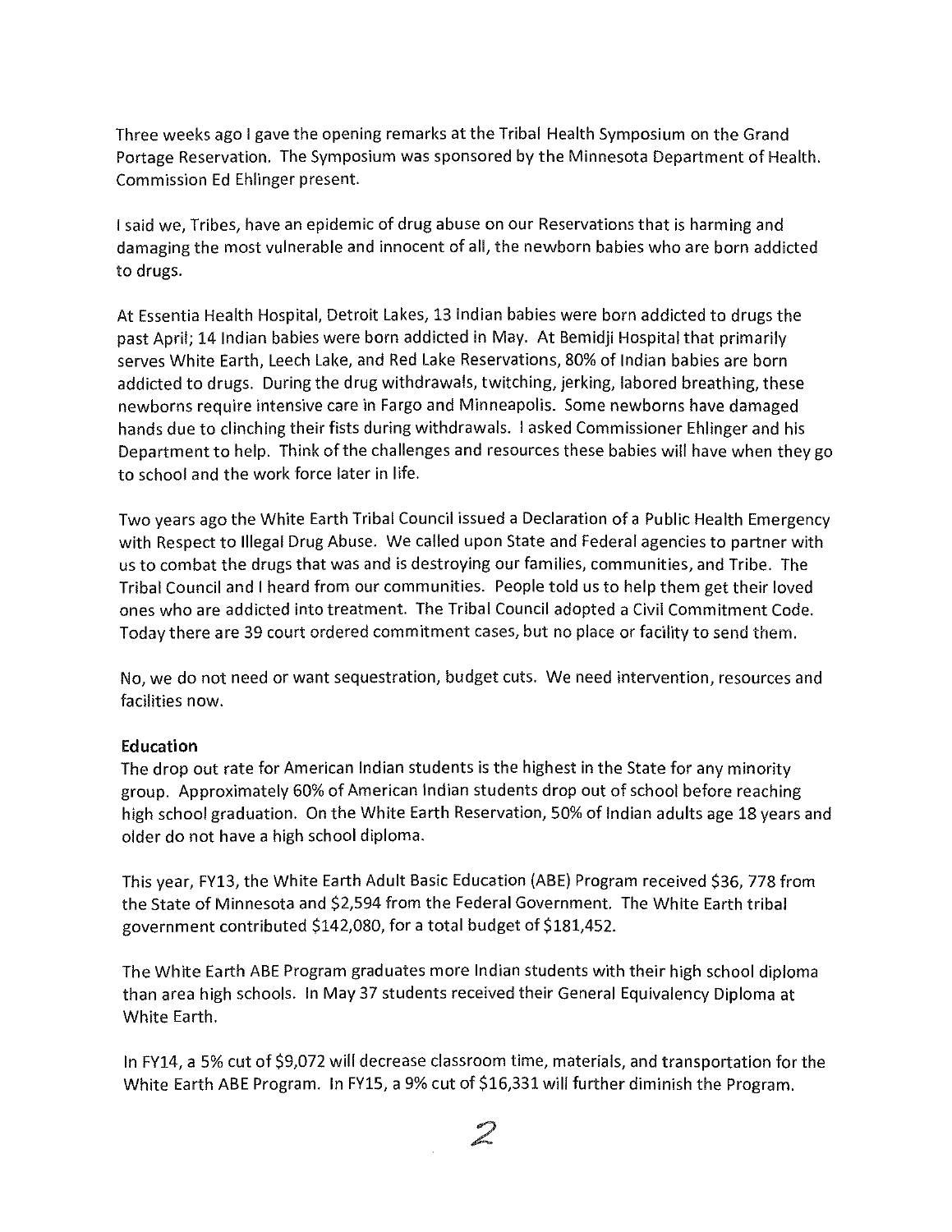Three weeks ago I gave the opening remarks at the Tribal Health Symposium on the Grand Portage Reservation. The Symposium was sponsored by the Minnesota Department of Health. Commission Ed Ehlinger present.

I said we, Tribes, have an epidemic of drug abuse on our Reservations that is harming and damaging the most vulnerable and innocent of all, the newborn babies who are born addicted to drugs.

At Essentia Health Hospital, Detroit Lakes, 13 Indian babies were born addicted to drugs the past April; 14 Indian babies were born addicted in May. At Bemidji Hospital that primarily serves White Earth, Leech Lake, and Red Lake Reservations, 80% of Indian babies are born addicted to drugs. During the drug withdrawals, twitching, jerking, labored breathing, these newborns require intensive care in Fargo and Minneapolis. Some newborns have damaged hands due to clinching their fists during withdrawals. I asked Commissioner Ehlinger and his Department to help. Think of the challenges and resources these babies will have when they go to school and the work force later in life.

Two years ago the White Earth Tribal Council issued a Declaration of a Public Health Emergency with Respect to Illegal Drug Abuse. We called upon State and Federal agencies to partner with us to combat the drugs that was and is destroying our families, communities, and Tribe. The Tribal Council and I heard from our communities. People told us to help them get their loved ones who are addicted into treatment. The Tribal Council adopted a Civil Commitment Code. Today there are 39 court ordered commitment cases, but no place or facility to send them.

No, we do not need or want sequestration, budget cuts. We need intervention, resources and facilities now.

**Education**

The drop out rate for American Indian students is the highest in the State for any minority group. Approximately 60% of American Indian students drop out of school before reaching high school graduation. On the White Earth Reservation, 50% of Indian adults age 18 years and older do not have a high school diploma.

This year, FY13, the White Earth Adult Basic Education (ABE) Program received $36, 778 from the State of Minnesota and $2,594 from the Federal Government. The White Earth tribal government contributed $142,080, for a total budget of $181,452.

The White Earth ABE Program graduates more Indian students with their high school diploma than area high schools. In May 37 students received their General Equivalency Diploma at White Earth.

In FY14, a 5% cut of $9,072 will decrease classroom time, materials, and transportation for the White Earth ABE Program. In FY15, a 9% cut of $16,331 will further diminish the Program.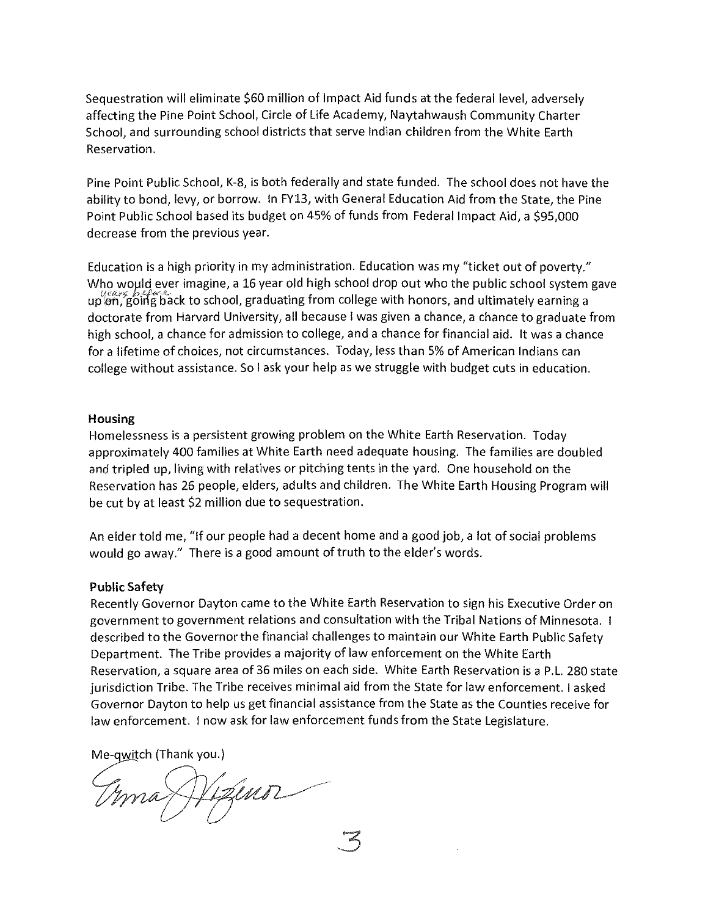Sequestration will eliminate $60 million of Impact Aid funds at the federal level, adversely affecting the Pine Point School, Circle of Life Academy, Naytahwaush Community Charter School, and surrounding school districts that serve Indian children from the White Earth Reservation.

Pine Point Public School, K-8, is both federally and state funded. The school does not have the ability to bond, levy, or borrow. In FY13, with General Education Aid from the State, the Pine Point Public School based its budget on 45% of funds from Federal Impact Aid, a $95,000 decrease from the previous year.

Education is a high priority in my administration. Education was my "ticket out of poverty." Who would ever imagine, a 16 year old high school drop out who the public school system gave up on, years before going back to school, graduating from college with honors, and ultimately earning a doctorate from Harvard University, all because I was given a chance, a chance to graduate from high school, a chance for admission to college, and a chance for financial aid. It was a chance for a lifetime of choices, not circumstances. Today, less than 5% of American Indians can college without assistance. So I ask your help as we struggle with budget cuts in education.

**Housing**

Homelessness is a persistent growing problem on the White Earth Reservation. Today approximately 400 families at White Earth need adequate housing. The families are doubled and tripled up, living with relatives or pitching tents in the yard. One household on the Reservation has 26 people, elders, adults and children. The White Earth Housing Program will be cut by at least $2 million due to sequestration.

An elder told me, "If our people had a decent home and a good job, a lot of social problems would go away." There is a good amount of truth to the elder's words.

**Public Safety**

Recently Governor Dayton came to the White Earth Reservation to sign his Executive Order on government to government relations and consultation with the Tribal Nations of Minnesota. I described to the Governor the financial challenges to maintain our White Earth Public Safety Department. The Tribe provides a majority of law enforcement on the White Earth Reservation, a square area of 36 miles on each side. White Earth Reservation is a P.L. 280 state jurisdiction Tribe. The Tribe receives minimal aid from the State for law enforcement. I asked Governor Dayton to help us get financial assistance from the State as the Counties receive for law enforcement. I now ask for law enforcement funds from the State Legislature.

Me-qwitch (Thank you.)

Erma Vizenor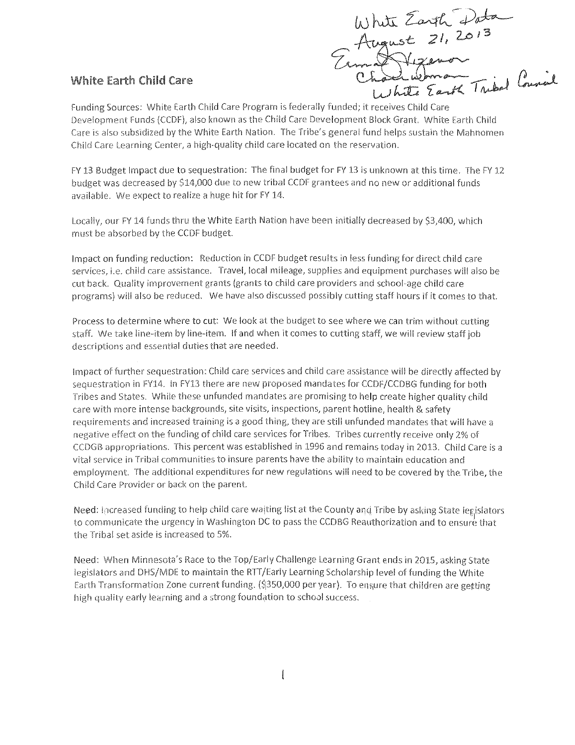White Earth Data
August 21, 2013
Erma Vizenor
Chairwoman
White Earth Tribal Council

## White Earth Child Care

Funding Sources: White Earth Child Care Program is federally funded; it receives Child Care Development Funds (CCDF), also known as the Child Care Development Block Grant. White Earth Child Care is also subsidized by the White Earth Nation. The Tribe's general fund helps sustain the Mahnomen Child Care Learning Center, a high-quality child care located on the reservation.

FY 13 Budget Impact due to sequestration: The final budget for FY 13 is unknown at this time. The FY 12 budget was decreased by $14,000 due to new tribal CCDF grantees and no new or additional funds available. We expect to realize a huge hit for FY 14.

Locally, our FY 14 funds thru the White Earth Nation have been initially decreased by $3,400, which must be absorbed by the CCDF budget.

Impact on funding reduction: Reduction in CCDF budget results in less funding for direct child care services, i.e. child care assistance. Travel, local mileage, supplies and equipment purchases will also be cut back. Quality improvement grants (grants to child care providers and school-age child care programs) will also be reduced. We have also discussed possibly cutting staff hours if it comes to that.

Process to determine where to cut: We look at the budget to see where we can trim without cutting staff. We take line-item by line-item. If and when it comes to cutting staff, we will review staff job descriptions and essential duties that are needed.

Impact of further sequestration: Child care services and child care assistance will be directly affected by sequestration in FY14. In FY13 there are new proposed mandates for CCDF/CCDBG funding for both Tribes and States. While these unfunded mandates are promising to help create higher quality child care with more intense backgrounds, site visits, inspections, parent hotline, health & safety requirements and increased training is a good thing, they are still unfunded mandates that will have a negative effect on the funding of child care services for Tribes. Tribes currently receive only 2% of CCDGB appropriations. This percent was established in 1996 and remains today in 2013. Child Care is a vital service in Tribal communities to insure parents have the ability to maintain education and employment. The additional expenditures for new regulations will need to be covered by the Tribe, the Child Care Provider or back on the parent.

Need: Increased funding to help child care waiting list at the County and Tribe by asking State legislators to communicate the urgency in Washington DC to pass the CCDBG Reauthorization and to ensure that the Tribal set aside is increased to 5%.

Need: When Minnesota's Race to the Top/Early Challenge Learning Grant ends in 2015, asking State legislators and DHS/MDE to maintain the RTT/Early Learning Scholarship level of funding the White Earth Transformation Zone current funding. ($350,000 per year). To ensure that children are getting high quality early learning and a strong foundation to school success.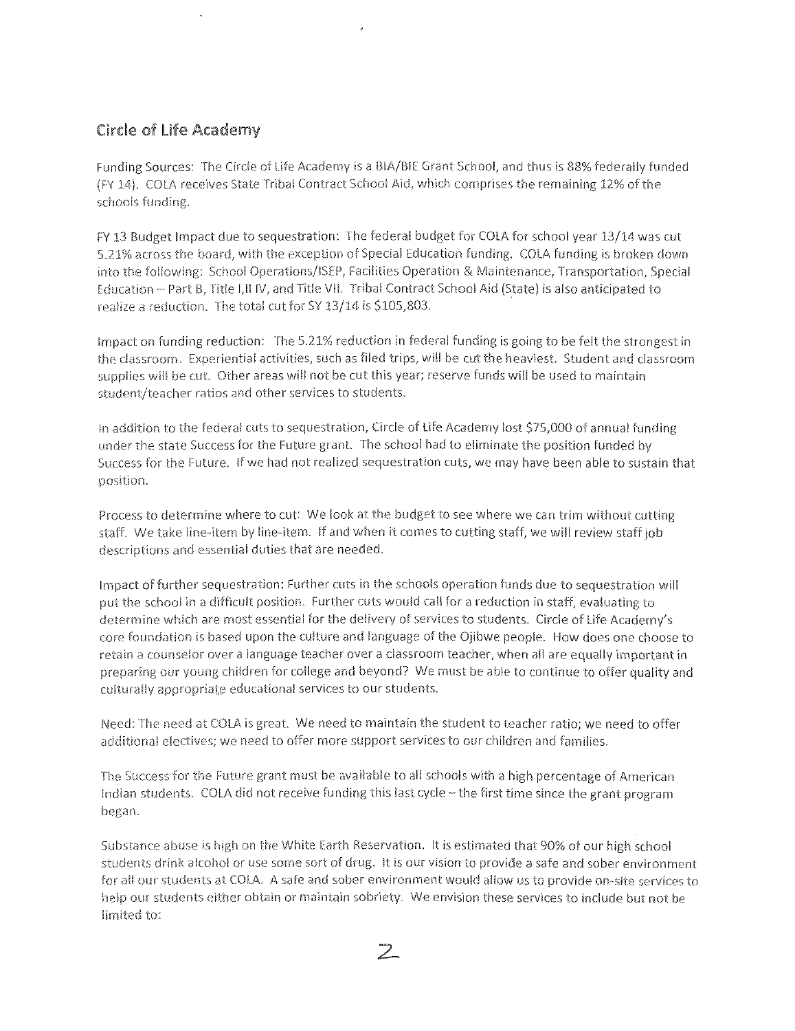## Circle of Life Academy

Funding Sources: The Circle of Life Academy is a BIA/BIE Grant School, and thus is 88% federally funded (FY 14). COLA receives State Tribal Contract School Aid, which comprises the remaining 12% of the schools funding.

FY 13 Budget Impact due to sequestration: The federal budget for COLA for school year 13/14 was cut 5.21% across the board, with the exception of Special Education funding. COLA funding is broken down into the following: School Operations/ISEP, Facilities Operation & Maintenance, Transportation, Special Education – Part B, Title I,II IV, and Title VII. Tribal Contract School Aid (State) is also anticipated to realize a reduction. The total cut for SY 13/14 is $105,803.

Impact on funding reduction: The 5.21% reduction in federal funding is going to be felt the strongest in the classroom. Experiential activities, such as filed trips, will be cut the heaviest. Student and classroom supplies will be cut. Other areas will not be cut this year; reserve funds will be used to maintain student/teacher ratios and other services to students.

In addition to the federal cuts to sequestration, Circle of Life Academy lost $75,000 of annual funding under the state Success for the Future grant. The school had to eliminate the position funded by Success for the Future. If we had not realized sequestration cuts, we may have been able to sustain that position.

Process to determine where to cut: We look at the budget to see where we can trim without cutting staff. We take line-item by line-item. If and when it comes to cutting staff, we will review staff job descriptions and essential duties that are needed.

Impact of further sequestration: Further cuts in the schools operation funds due to sequestration will put the school in a difficult position. Further cuts would call for a reduction in staff, evaluating to determine which are most essential for the delivery of services to students. Circle of Life Academy's core foundation is based upon the culture and language of the Ojibwe people. How does one choose to retain a counselor over a language teacher over a classroom teacher, when all are equally important in preparing our young children for college and beyond? We must be able to continue to offer quality and culturally appropriate educational services to our students.

Need: The need at COLA is great. We need to maintain the student to teacher ratio; we need to offer additional electives; we need to offer more support services to our children and families.

The Success for the Future grant must be available to all schools with a high percentage of American Indian students. COLA did not receive funding this last cycle – the first time since the grant program began.

Substance abuse is high on the White Earth Reservation. It is estimated that 90% of our high school students drink alcohol or use some sort of drug. It is our vision to provide a safe and sober environment for all our students at COLA. A safe and sober environment would allow us to provide on-site services to help our students either obtain or maintain sobriety. We envision these services to include but not be limited to: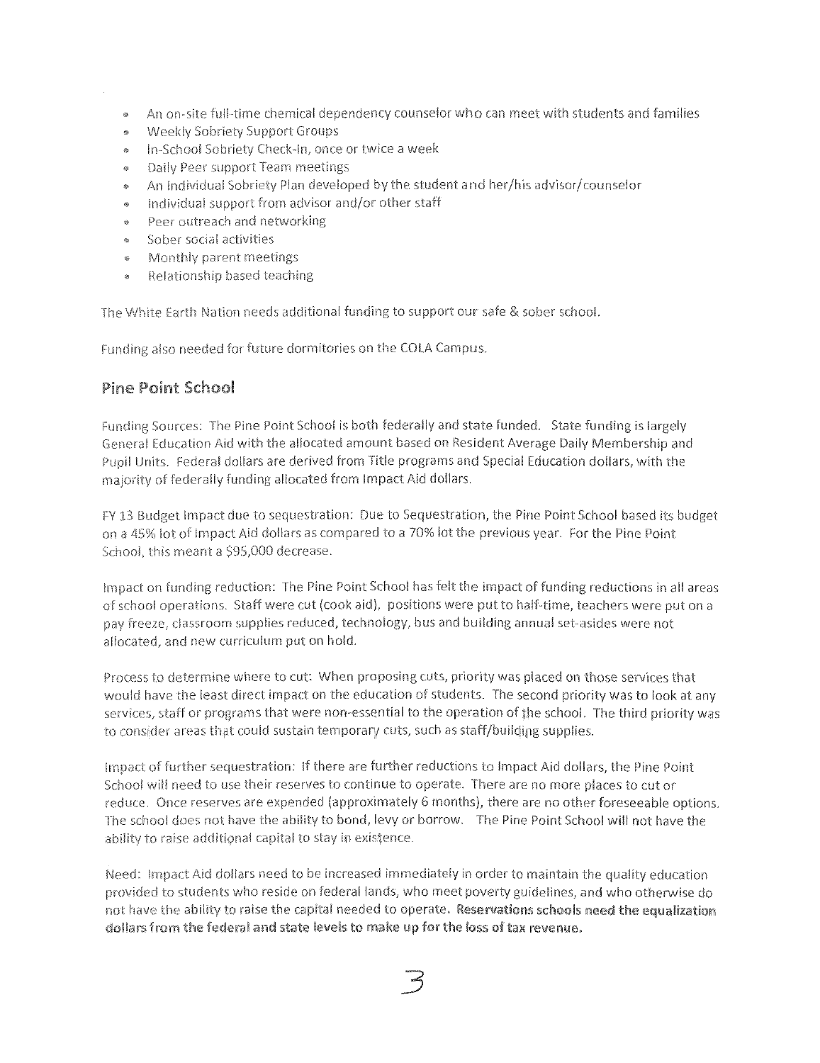- An on-site full-time chemical dependency counselor who can meet with students and families
- Weekly Sobriety Support Groups
- In-School Sobriety Check-In, once or twice a week
- Daily Peer support Team meetings
- An Individual Sobriety Plan developed by the student and her/his advisor/counselor
- Individual support from advisor and/or other staff
- Peer outreach and networking
- Sober social activities
- Monthly parent meetings
- Relationship based teaching

The White Earth Nation needs additional funding to support our safe & sober school.

Funding also needed for future dormitories on the COLA Campus.

## Pine Point School

Funding Sources: The Pine Point School is both federally and state funded. State funding is largely General Education Aid with the allocated amount based on Resident Average Daily Membership and Pupil Units. Federal dollars are derived from Title programs and Special Education dollars, with the majority of federally funding allocated from Impact Aid dollars.

FY 13 Budget Impact due to sequestration: Due to Sequestration, the Pine Point School based its budget on a 45% lot of Impact Aid dollars as compared to a 70% lot the previous year. For the Pine Point School, this meant a $95,000 decrease.

Impact on funding reduction: The Pine Point School has felt the impact of funding reductions in all areas of school operations. Staff were cut (cook aid), positions were put to half-time, teachers were put on a pay freeze, classroom supplies reduced, technology, bus and building annual set-asides were not allocated, and new curriculum put on hold.

Process to determine where to cut: When proposing cuts, priority was placed on those services that would have the least direct impact on the education of students. The second priority was to look at any services, staff or programs that were non-essential to the operation of the school. The third priority was to consider areas that could sustain temporary cuts, such as staff/building supplies.

Impact of further sequestration: If there are further reductions to Impact Aid dollars, the Pine Point School will need to use their reserves to continue to operate. There are no more places to cut or reduce. Once reserves are expended (approximately 6 months), there are no other foreseeable options. The school does not have the ability to bond, levy or borrow. The Pine Point School will not have the ability to raise additional capital to stay in existence.

Need: Impact Aid dollars need to be increased immediately in order to maintain the quality education provided to students who reside on federal lands, who meet poverty guidelines, and who otherwise do not have the ability to raise the capital needed to operate. **Reservations schools need the equalization dollars from the federal and state levels to make up for the loss of tax revenue.**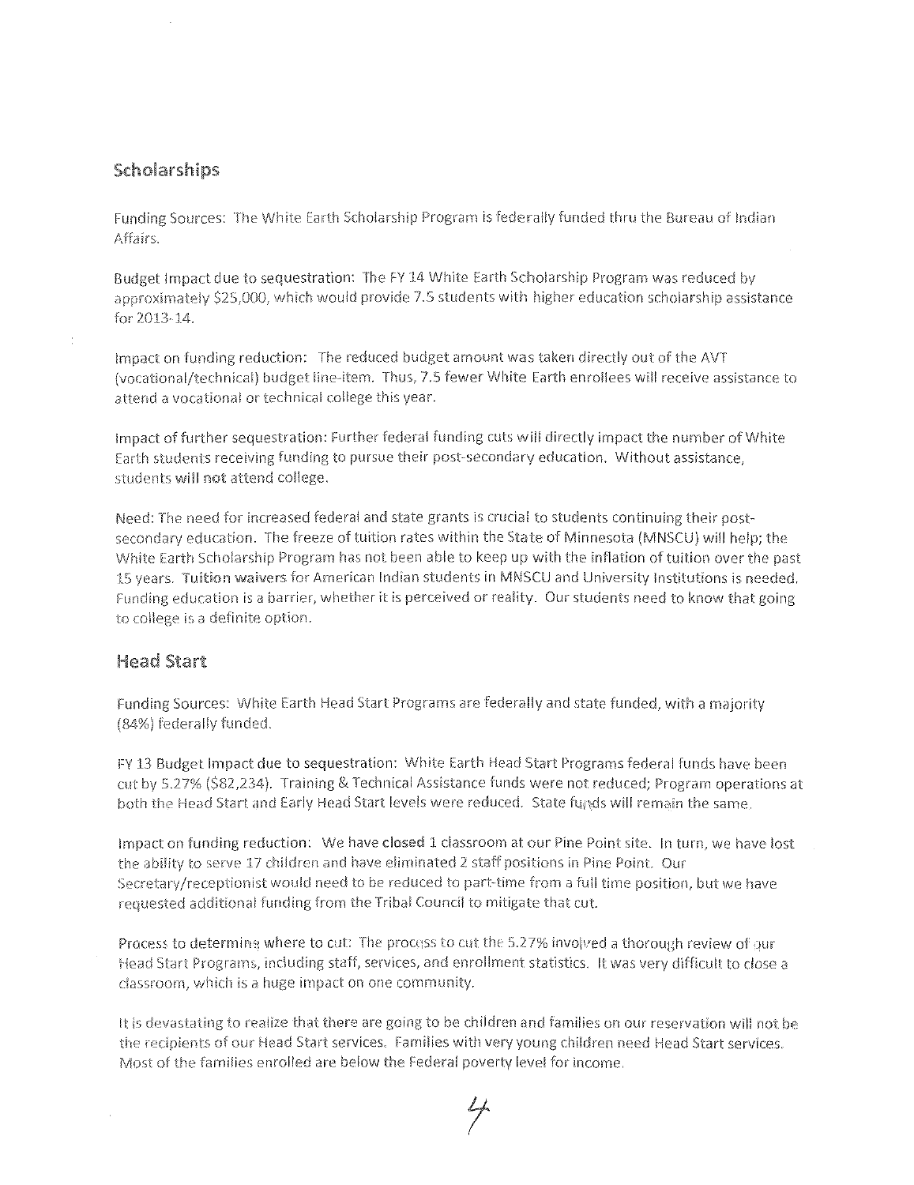## Scholarships

Funding Sources: The White Earth Scholarship Program is federally funded thru the Bureau of Indian Affairs.

Budget Impact due to sequestration: The FY 14 White Earth Scholarship Program was reduced by approximately $25,000, which would provide 7.5 students with higher education scholarship assistance for 2013-14.

Impact on funding reduction: The reduced budget amount was taken directly out of the AVT (vocational/technical) budget line-item. Thus, 7.5 fewer White Earth enrollees will receive assistance to attend a vocational or technical college this year.

Impact of further sequestration: Further federal funding cuts will directly impact the number of White Earth students receiving funding to pursue their post-secondary education. Without assistance, students will not attend college.

Need: The need for increased federal and state grants is crucial to students continuing their post-secondary education. The freeze of tuition rates within the State of Minnesota (MNSCU) will help; the White Earth Scholarship Program has not been able to keep up with the inflation of tuition over the past 15 years. Tuition waivers for American Indian students in MNSCU and University Institutions is needed. Funding education is a barrier, whether it is perceived or reality. Our students need to know that going to college is a definite option.

## Head Start

Funding Sources: White Earth Head Start Programs are federally and state funded, with a majority (84%) federally funded.

FY 13 Budget Impact due to sequestration: White Earth Head Start Programs federal funds have been cut by 5.27% ($82,234). Training & Technical Assistance funds were not reduced; Program operations at both the Head Start and Early Head Start levels were reduced. State funds will remain the same.

Impact on funding reduction: We have closed 1 classroom at our Pine Point site. In turn, we have lost the ability to serve 17 children and have eliminated 2 staff positions in Pine Point. Our Secretary/receptionist would need to be reduced to part-time from a full time position, but we have requested additional funding from the Tribal Council to mitigate that cut.

Process to determine where to cut: The process to cut the 5.27% involved a thorough review of our Head Start Programs, including staff, services, and enrollment statistics. It was very difficult to close a classroom, which is a huge impact on one community.

It is devastating to realize that there are going to be children and families on our reservation will not be the recipients of our Head Start services. Families with very young children need Head Start services. Most of the families enrolled are below the Federal poverty level for income.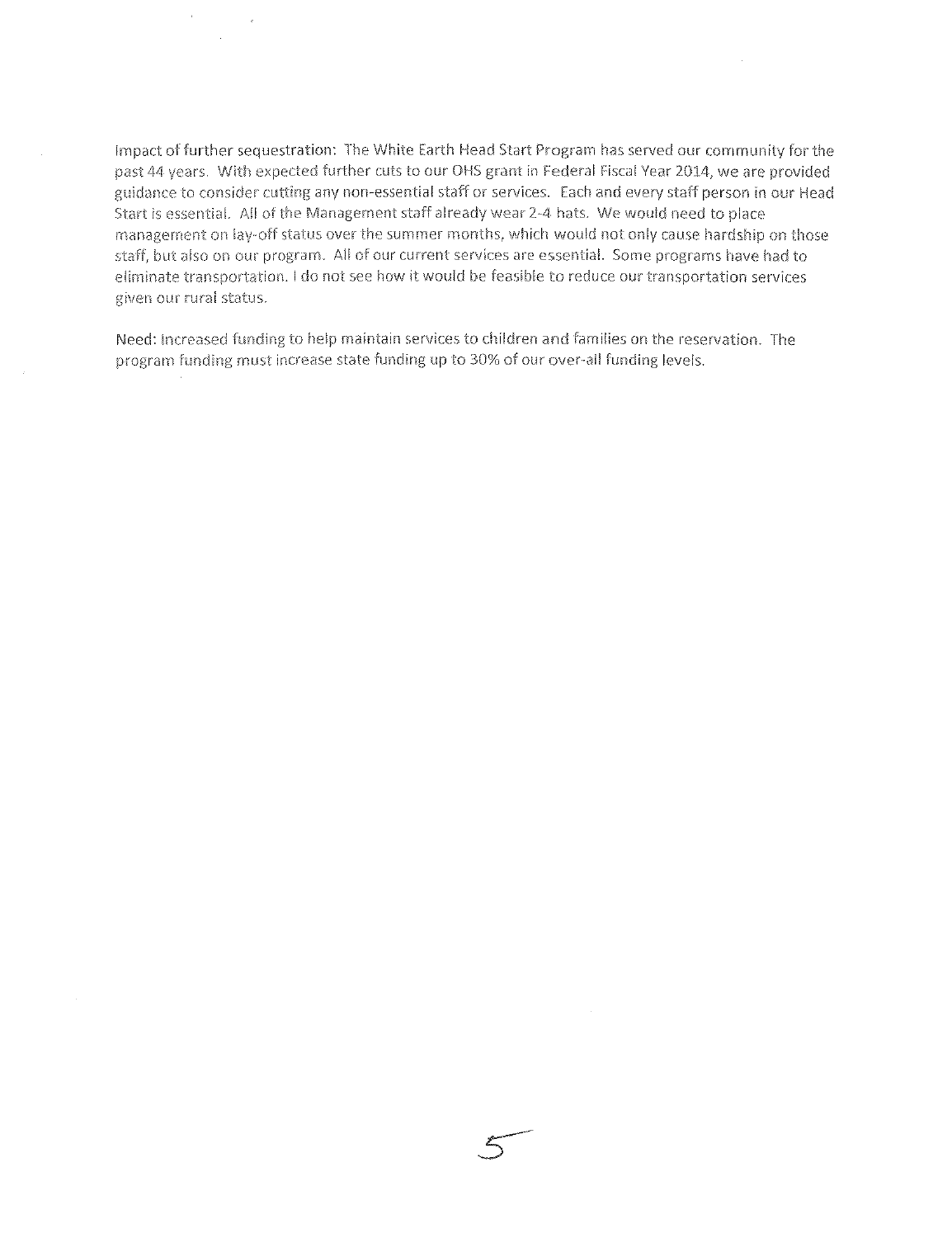Impact of further sequestration: The White Earth Head Start Program has served our community for the past 44 years. With expected further cuts to our OHS grant in Federal Fiscal Year 2014, we are provided guidance to consider cutting any non-essential staff or services. Each and every staff person in our Head Start is essential. All of the Management staff already wear 2-4 hats. We would need to place management on lay-off status over the summer months, which would not only cause hardship on those staff, but also on our program. All of our current services are essential. Some programs have had to eliminate transportation. I do not see how it would be feasible to reduce our transportation services given our rural status.

Need: Increased funding to help maintain services to children and families on the reservation. The program funding must increase state funding up to 30% of our over-all funding levels.